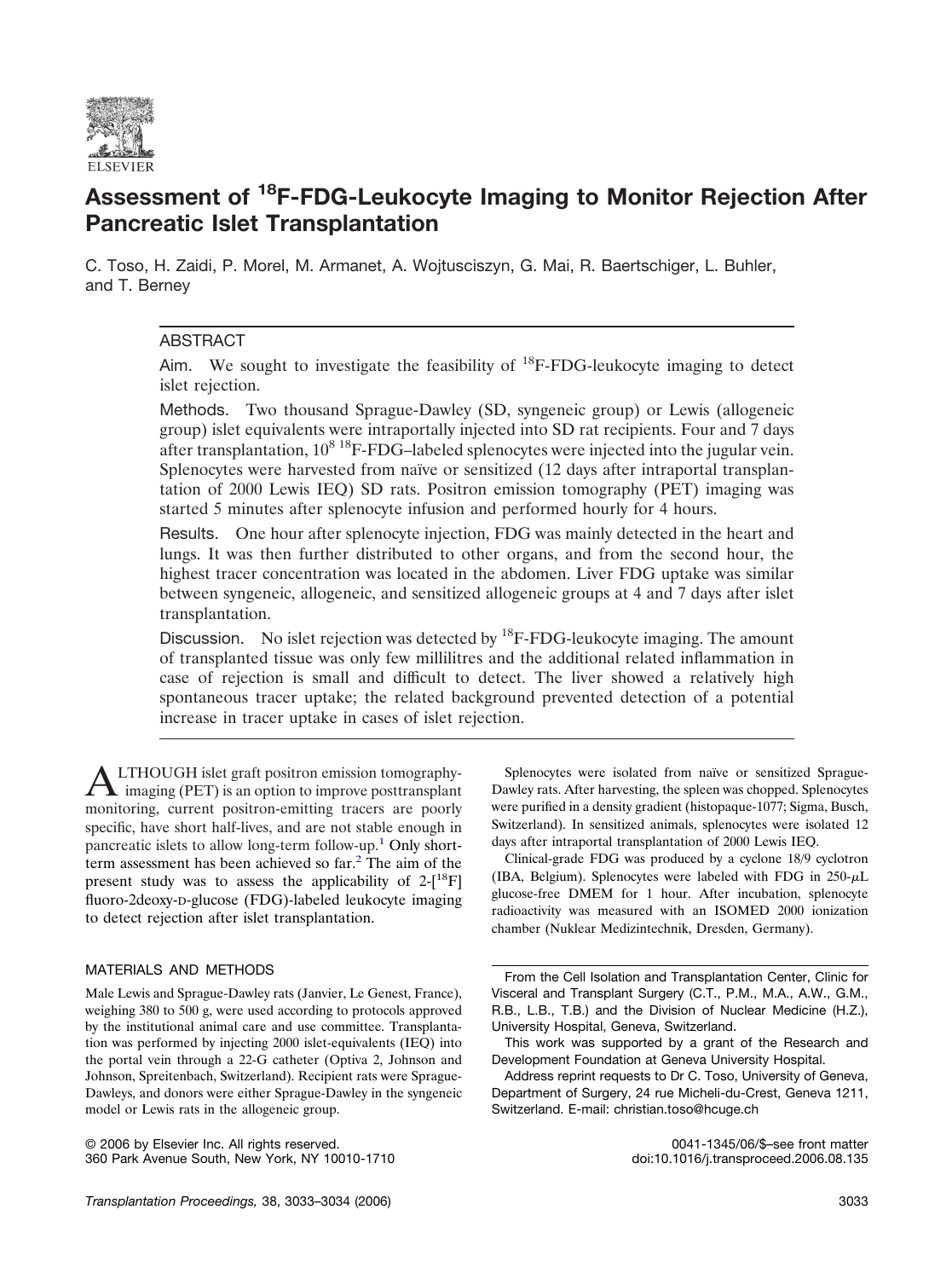# Assessment of $^{18}$F-FDG-Leukocyte Imaging to Monitor Rejection After Pancreatic Islet Transplantation

C. Toso, H. Zaidi, P. Morel, M. Armanet, A. Wojtusciszyn, G. Mai, R. Baertschiger, L. Buhler, and T. Berney

## ABSTRACT

**Aim.** We sought to investigate the feasibility of $^{18}$F-FDG-leukocyte imaging to detect islet rejection.

**Methods.** Two thousand Sprague-Dawley (SD, syngeneic group) or Lewis (allogeneic group) islet equivalents were intraportally injected into SD rat recipients. Four and 7 days after transplantation, $10^8$ $^{18}$F-FDG–labeled splenocytes were injected into the jugular vein. Splenocytes were harvested from naïve or sensitized (12 days after intraportal transplantation of 2000 Lewis IEQ) SD rats. Positron emission tomography (PET) imaging was started 5 minutes after splenocyte infusion and performed hourly for 4 hours.

**Results.** One hour after splenocyte injection, FDG was mainly detected in the heart and lungs. It was then further distributed to other organs, and from the second hour, the highest tracer concentration was located in the abdomen. Liver FDG uptake was similar between syngeneic, allogeneic, and sensitized allogeneic groups at 4 and 7 days after islet transplantation.

**Discussion.** No islet rejection was detected by $^{18}$F-FDG-leukocyte imaging. The amount of transplanted tissue was only few millilitres and the additional related inflammation in case of rejection is small and difficult to detect. The liver showed a relatively high spontaneous tracer uptake; the related background prevented detection of a potential increase in tracer uptake in cases of islet rejection.

ALTHOUGH islet graft positron emission tomography-imaging (PET) is an option to improve posttransplant monitoring, current positron-emitting tracers are poorly specific, have short half-lives, and are not stable enough in pancreatic islets to allow long-term follow-up.[1] Only short-term assessment has been achieved so far.[2] The aim of the present study was to assess the applicability of 2-[$^{18}$F] fluoro-2deoxy-D-glucose (FDG)-labeled leukocyte imaging to detect rejection after islet transplantation.

## MATERIALS AND METHODS

Male Lewis and Sprague-Dawley rats (Janvier, Le Genest, France), weighing 380 to 500 g, were used according to protocols approved by the institutional animal care and use committee. Transplantation was performed by injecting 2000 islet-equivalents (IEQ) into the portal vein through a 22-G catheter (Optiva 2, Johnson and Johnson, Spreitenbach, Switzerland). Recipient rats were Sprague-Dawleys, and donors were either Sprague-Dawley in the syngeneic model or Lewis rats in the allogeneic group.

Splenocytes were isolated from naïve or sensitized Sprague-Dawley rats. After harvesting, the spleen was chopped. Splenocytes were purified in a density gradient (histopaque-1077; Sigma, Busch, Switzerland). In sensitized animals, splenocytes were isolated 12 days after intraportal transplantation of 2000 Lewis IEQ.

Clinical-grade FDG was produced by a cyclone 18/9 cyclotron (IBA, Belgium). Splenocytes were labeled with FDG in 250-$\mu$L glucose-free DMEM for 1 hour. After incubation, splenocyte radioactivity was measured with an ISOMED 2000 ionization chamber (Nuklear Medizintechnik, Dresden, Germany).

From the Cell Isolation and Transplantation Center, Clinic for Visceral and Transplant Surgery (C.T., P.M., M.A., A.W., G.M., R.B., L.B., T.B.) and the Division of Nuclear Medicine (H.Z.), University Hospital, Geneva, Switzerland.

This work was supported by a grant of the Research and Development Foundation at Geneva University Hospital.

Address reprint requests to Dr C. Toso, University of Geneva, Department of Surgery, 24 rue Micheli-du-Crest, Geneva 1211, Switzerland. E-mail: christian.toso@hcuge.ch

© 2006 by Elsevier Inc. All rights reserved.
360 Park Avenue South, New York, NY 10010-1710

0041-1345/06/$–see front matter
doi:10.1016/j.transproceed.2006.08.135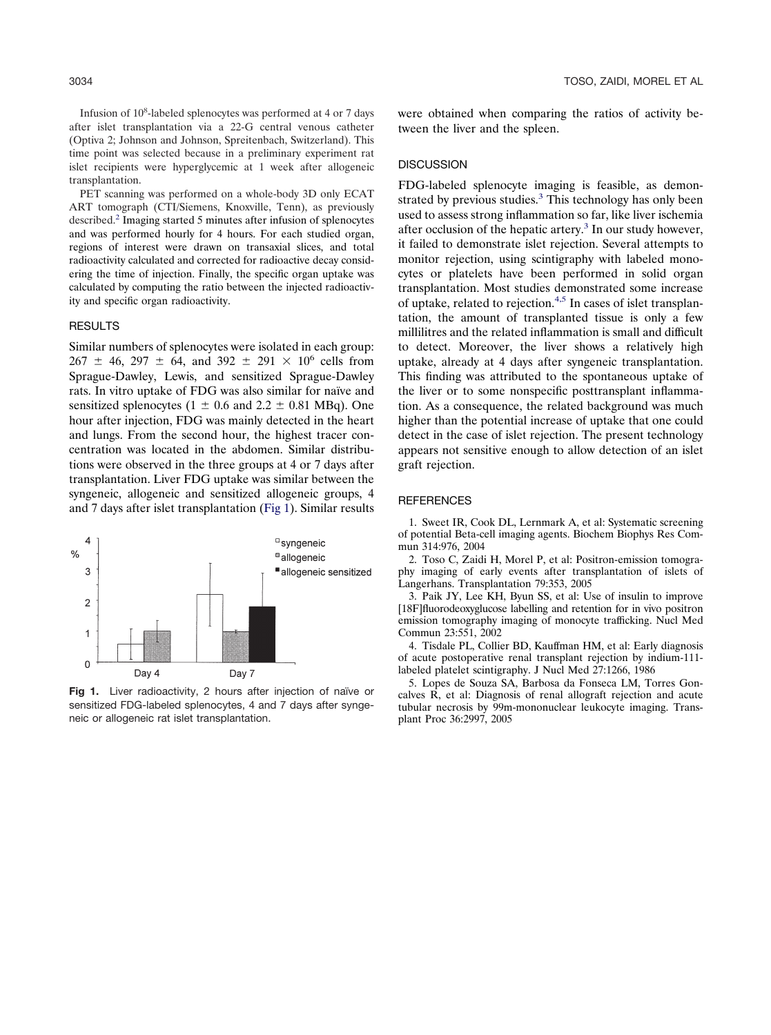Infusion of $10^8$-labeled splenocytes was performed at 4 or 7 days after islet transplantation via a 22-G central venous catheter (Optiva 2; Johnson and Johnson, Spreitenbach, Switzerland). This time point was selected because in a preliminary experiment rat islet recipients were hyperglycemic at 1 week after allogeneic transplantation.

PET scanning was performed on a whole-body 3D only ECAT ART tomograph (CTI/Siemens, Knoxville, Tenn), as previously described.[2] Imaging started 5 minutes after infusion of splenocytes and was performed hourly for 4 hours. For each studied organ, regions of interest were drawn on transaxial slices, and total radioactivity calculated and corrected for radioactive decay considering the time of injection. Finally, the specific organ uptake was calculated by computing the ratio between the injected radioactivity and specific organ radioactivity.

## RESULTS

Similar numbers of splenocytes were isolated in each group: $267 \pm 46$, $297 \pm 64$, and $392 \pm 291 \times 10^6$ cells from Sprague-Dawley, Lewis, and sensitized Sprague-Dawley rats. In vitro uptake of FDG was also similar for naïve and sensitized splenocytes ($1 \pm 0.6$ and $2.2 \pm 0.81$ MBq). One hour after injection, FDG was mainly detected in the heart and lungs. From the second hour, the highest tracer concentration was located in the abdomen. Similar distributions were observed in the three groups at 4 or 7 days after transplantation. Liver FDG uptake was similar between the syngeneic, allogeneic and sensitized allogeneic groups, 4 and 7 days after islet transplantation (Fig 1). Similar results were obtained when comparing the ratios of activity between the liver and the spleen.

%
4
3
2
1
0
syngeneic
allogeneic
allogeneic sensitized
Day 4
Day 7

**Fig 1.** Liver radioactivity, 2 hours after injection of naïve or sensitized FDG-labeled splenocytes, 4 and 7 days after syngeneic or allogeneic rat islet transplantation.

## DISCUSSION

FDG-labeled splenocyte imaging is feasible, as demonstrated by previous studies.[3] This technology has only been used to assess strong inflammation so far, like liver ischemia after occlusion of the hepatic artery.[3] In our study however, it failed to demonstrate islet rejection. Several attempts to monitor rejection, using scintigraphy with labeled monocytes or platelets have been performed in solid organ transplantation. Most studies demonstrated some increase of uptake, related to rejection.[4,5] In cases of islet transplantation, the amount of transplanted tissue is only a few millilitres and the related inflammation is small and difficult to detect. Moreover, the liver shows a relatively high uptake, already at 4 days after syngeneic transplantation. This finding was attributed to the spontaneous uptake of the liver or to some nonspecific posttransplant inflammation. As a consequence, the related background was much higher than the potential increase of uptake that one could detect in the case of islet rejection. The present technology appears not sensitive enough to allow detection of an islet graft rejection.

## REFERENCES

1. Sweet IR, Cook DL, Lernmark A, et al: Systematic screening of potential Beta-cell imaging agents. Biochem Biophys Res Commun 314:976, 2004

2. Toso C, Zaidi H, Morel P, et al: Positron-emission tomography imaging of early events after transplantation of islets of Langerhans. Transplantation 79:353, 2005

3. Paik JY, Lee KH, Byun SS, et al: Use of insulin to improve [18F]fluorodeoxyglucose labelling and retention for in vivo positron emission tomography imaging of monocyte trafficking. Nucl Med Commun 23:551, 2002

4. Tisdale PL, Collier BD, Kauffman HM, et al: Early diagnosis of acute postoperative renal transplant rejection by indium-111-labeled platelet scintigraphy. J Nucl Med 27:1266, 1986

5. Lopes de Souza SA, Barbosa da Fonseca LM, Torres Goncalves R, et al: Diagnosis of renal allograft rejection and acute tubular necrosis by 99m-mononuclear leukocyte imaging. Transplant Proc 36:2997, 2005